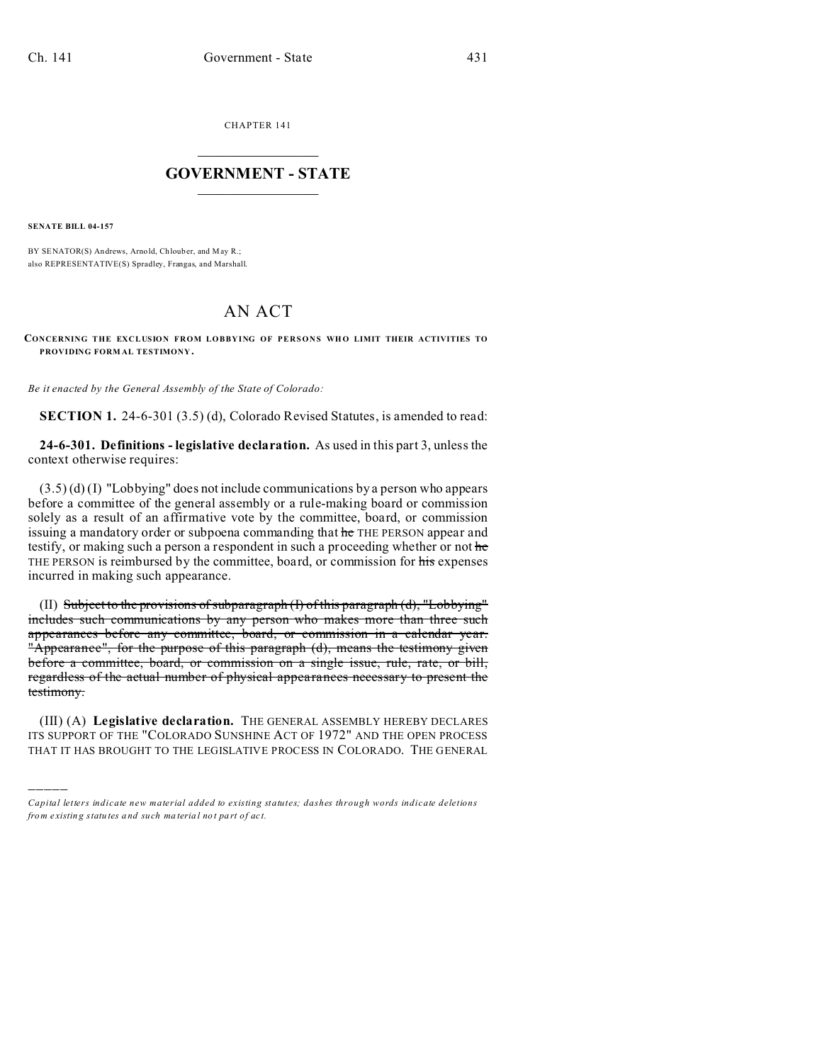CHAPTER 141

# GOVERNMENT - STATE

**SENATE BILL 04-157**

BY SENATOR(S) Andrews, Arnold, Chlouber, and May R.;
also REPRESENTATIVE(S) Spradley, Frangas, and Marshall.

# AN ACT

**CONCERNING THE EXCLUSION FROM LOBBYING OF PERSONS WHO LIMIT THEIR ACTIVITIES TO PROVIDING FORMAL TESTIMONY.**

*Be it enacted by the General Assembly of the State of Colorado:*

**SECTION 1.** 24-6-301 (3.5) (d), Colorado Revised Statutes, is amended to read:

**24-6-301. Definitions - legislative declaration.** As used in this part 3, unless the context otherwise requires:

(3.5) (d) (I) "Lobbying" does not include communications by a person who appears before a committee of the general assembly or a rule-making board or commission solely as a result of an affirmative vote by the committee, board, or commission issuing a mandatory order or subpoena commanding that ~~he~~ THE PERSON appear and testify, or making such a person a respondent in such a proceeding whether or not ~~he~~ THE PERSON is reimbursed by the committee, board, or commission for ~~his~~ expenses incurred in making such appearance.

(II) ~~Subject to the provisions of subparagraph (I) of this paragraph (d), "Lobbying" includes such communications by any person who makes more than three such appearances before any committee, board, or commission in a calendar year. "Appearance", for the purpose of this paragraph (d), means the testimony given before a committee, board, or commission on a single issue, rule, rate, or bill, regardless of the actual number of physical appearances necessary to present the testimony.~~

(III) (A) **Legislative declaration.** THE GENERAL ASSEMBLY HEREBY DECLARES ITS SUPPORT OF THE "COLORADO SUNSHINE ACT OF 1972" AND THE OPEN PROCESS THAT IT HAS BROUGHT TO THE LEGISLATIVE PROCESS IN COLORADO. THE GENERAL

---

*Capital letters indicate new material added to existing statutes; dashes through words indicate deletions from existing statutes and such material not part of act.*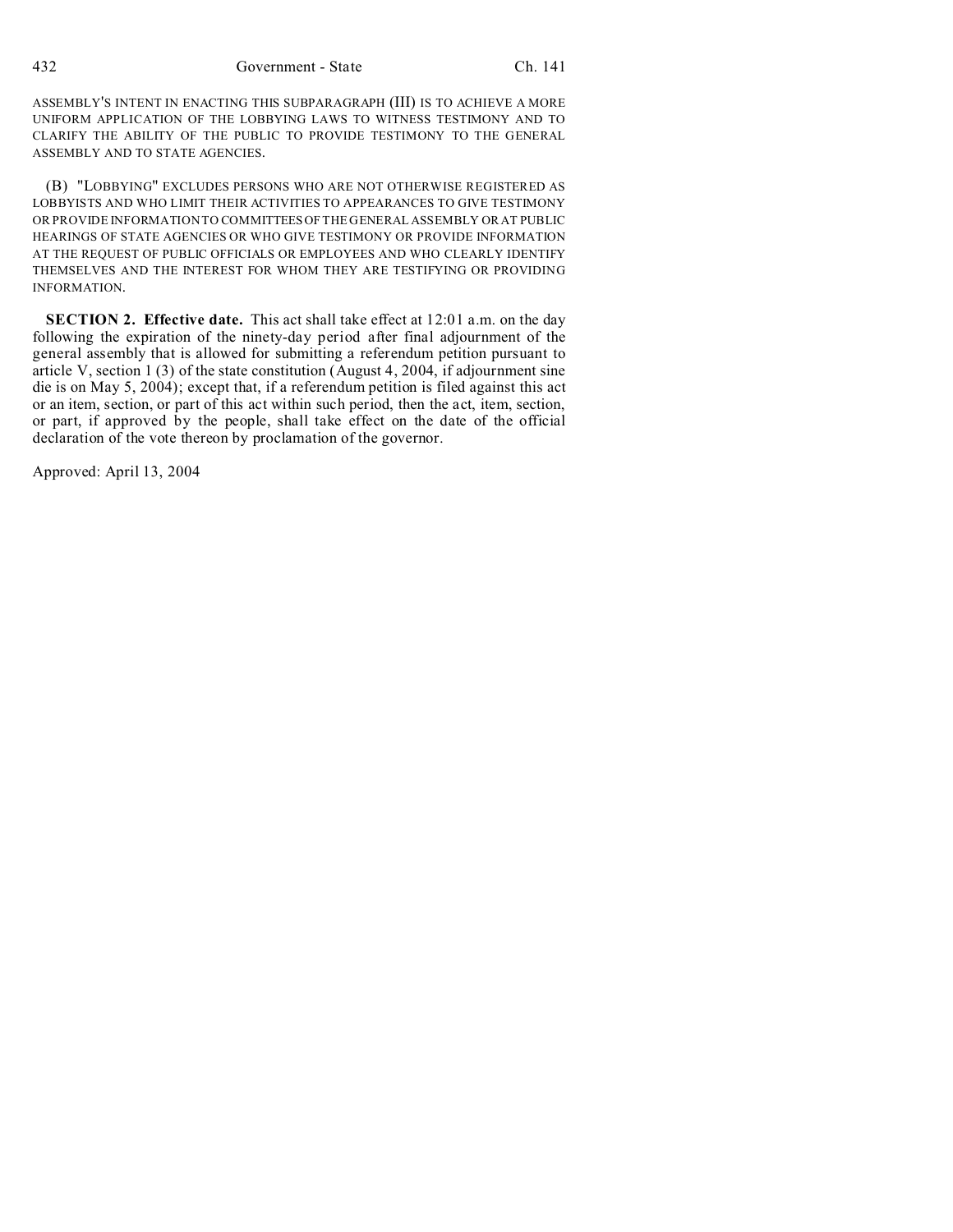ASSEMBLY'S INTENT IN ENACTING THIS SUBPARAGRAPH (III) IS TO ACHIEVE A MORE UNIFORM APPLICATION OF THE LOBBYING LAWS TO WITNESS TESTIMONY AND TO CLARIFY THE ABILITY OF THE PUBLIC TO PROVIDE TESTIMONY TO THE GENERAL ASSEMBLY AND TO STATE AGENCIES.

(B) "LOBBYING" EXCLUDES PERSONS WHO ARE NOT OTHERWISE REGISTERED AS LOBBYISTS AND WHO LIMIT THEIR ACTIVITIES TO APPEARANCES TO GIVE TESTIMONY OR PROVIDE INFORMATION TO COMMITTEES OF THE GENERAL ASSEMBLY OR AT PUBLIC HEARINGS OF STATE AGENCIES OR WHO GIVE TESTIMONY OR PROVIDE INFORMATION AT THE REQUEST OF PUBLIC OFFICIALS OR EMPLOYEES AND WHO CLEARLY IDENTIFY THEMSELVES AND THE INTEREST FOR WHOM THEY ARE TESTIFYING OR PROVIDING INFORMATION.

**SECTION 2. Effective date.** This act shall take effect at 12:01 a.m. on the day following the expiration of the ninety-day period after final adjournment of the general assembly that is allowed for submitting a referendum petition pursuant to article V, section 1 (3) of the state constitution (August 4, 2004, if adjournment sine die is on May 5, 2004); except that, if a referendum petition is filed against this act or an item, section, or part of this act within such period, then the act, item, section, or part, if approved by the people, shall take effect on the date of the official declaration of the vote thereon by proclamation of the governor.

Approved: April 13, 2004